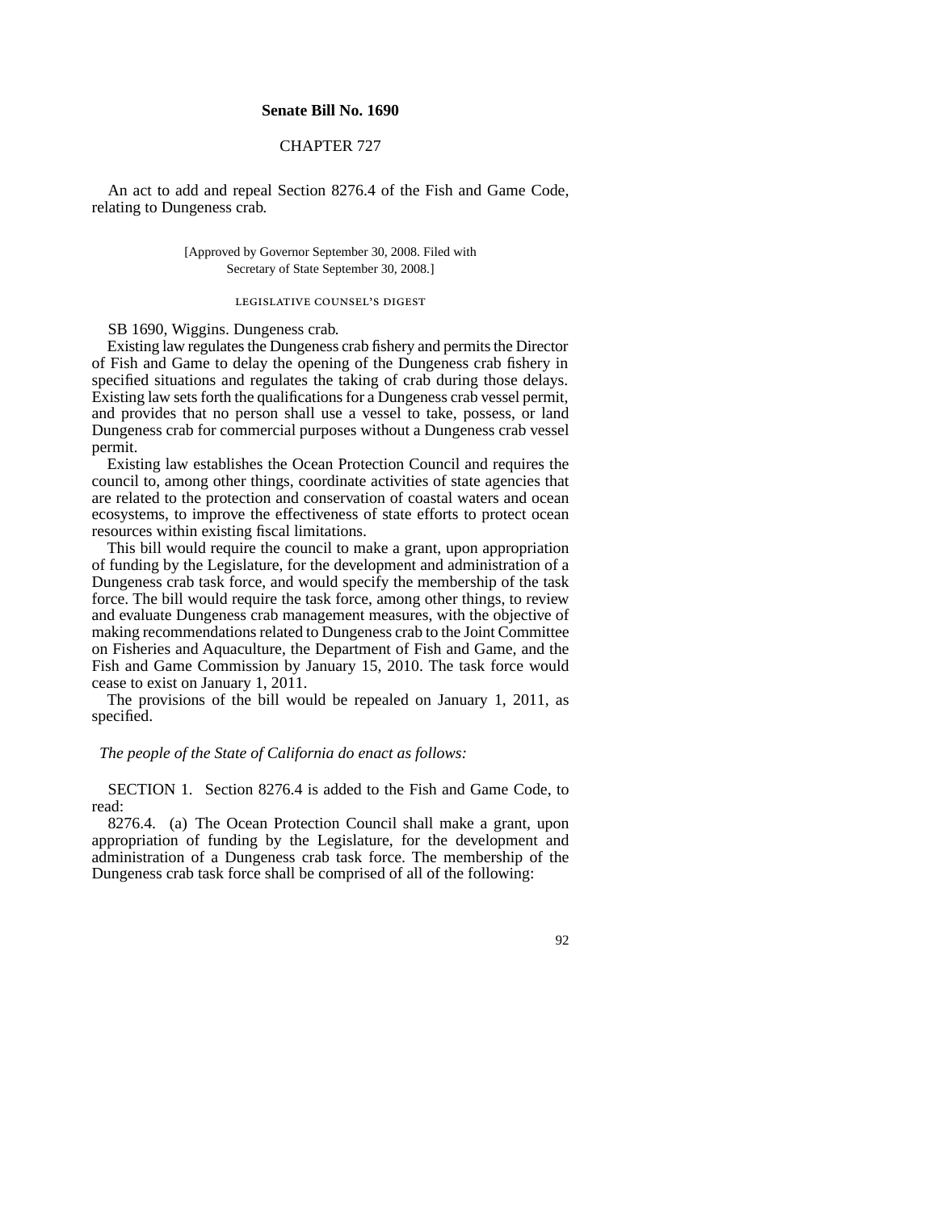# Senate Bill No. 1690

## CHAPTER 727

An act to add and repeal Section 8276.4 of the Fish and Game Code, relating to Dungeness crab.

[Approved by Governor September 30, 2008. Filed with Secretary of State September 30, 2008.]

### LEGISLATIVE COUNSEL'S DIGEST

SB 1690, Wiggins. Dungeness crab.

Existing law regulates the Dungeness crab fishery and permits the Director of Fish and Game to delay the opening of the Dungeness crab fishery in specified situations and regulates the taking of crab during those delays. Existing law sets forth the qualifications for a Dungeness crab vessel permit, and provides that no person shall use a vessel to take, possess, or land Dungeness crab for commercial purposes without a Dungeness crab vessel permit.

Existing law establishes the Ocean Protection Council and requires the council to, among other things, coordinate activities of state agencies that are related to the protection and conservation of coastal waters and ocean ecosystems, to improve the effectiveness of state efforts to protect ocean resources within existing fiscal limitations.

This bill would require the council to make a grant, upon appropriation of funding by the Legislature, for the development and administration of a Dungeness crab task force, and would specify the membership of the task force. The bill would require the task force, among other things, to review and evaluate Dungeness crab management measures, with the objective of making recommendations related to Dungeness crab to the Joint Committee on Fisheries and Aquaculture, the Department of Fish and Game, and the Fish and Game Commission by January 15, 2010. The task force would cease to exist on January 1, 2011.

The provisions of the bill would be repealed on January 1, 2011, as specified.

*The people of the State of California do enact as follows:*

SECTION 1. Section 8276.4 is added to the Fish and Game Code, to read:

8276.4. (a) The Ocean Protection Council shall make a grant, upon appropriation of funding by the Legislature, for the development and administration of a Dungeness crab task force. The membership of the Dungeness crab task force shall be comprised of all of the following: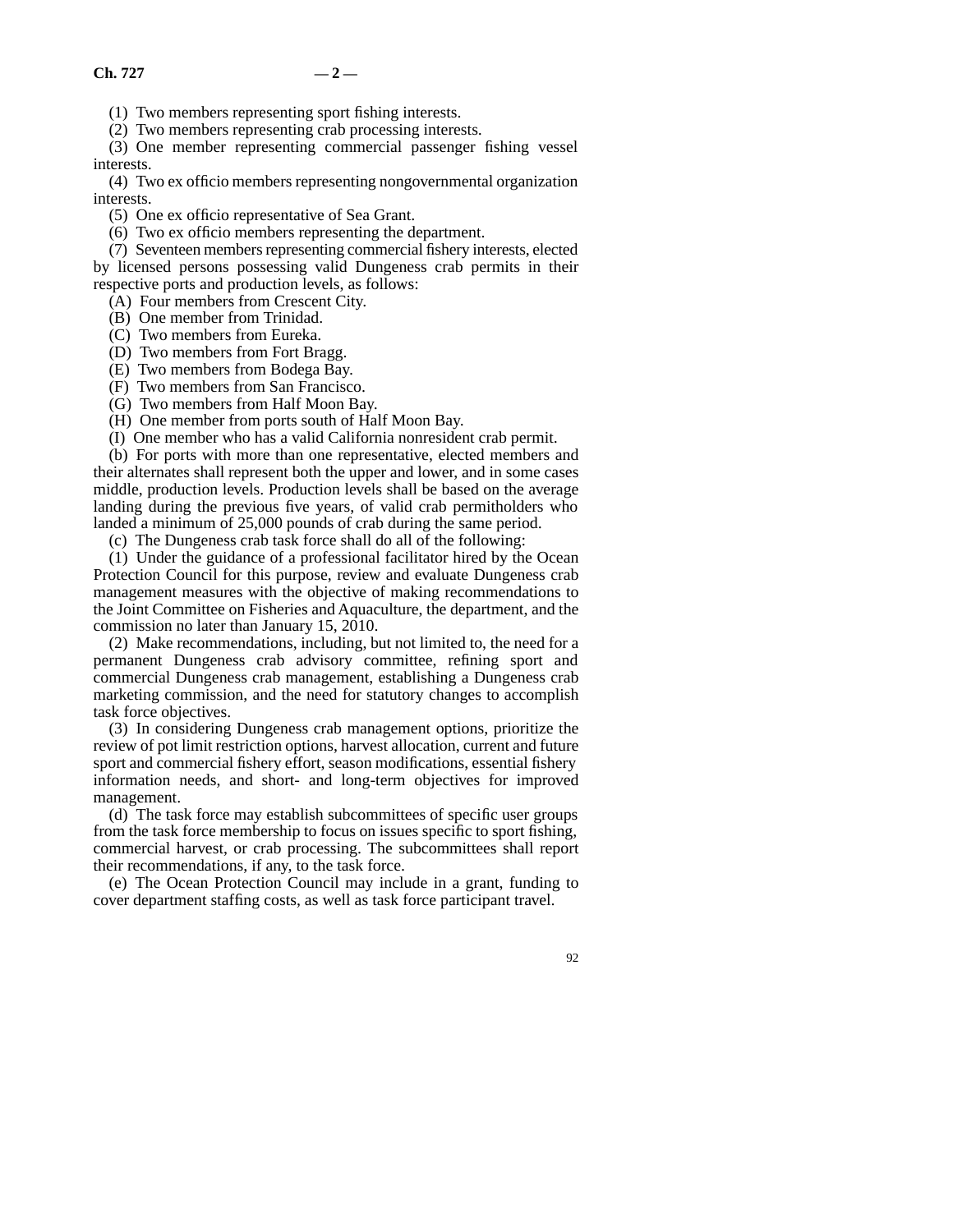(1) Two members representing sport fishing interests.

(2) Two members representing crab processing interests.

(3) One member representing commercial passenger fishing vessel interests.

(4) Two ex officio members representing nongovernmental organization interests.

(5) One ex officio representative of Sea Grant.

(6) Two ex officio members representing the department.

(7) Seventeen members representing commercial fishery interests, elected by licensed persons possessing valid Dungeness crab permits in their respective ports and production levels, as follows:

(A) Four members from Crescent City.

(B) One member from Trinidad.

(C) Two members from Eureka.

(D) Two members from Fort Bragg.

(E) Two members from Bodega Bay.

(F) Two members from San Francisco.

(G) Two members from Half Moon Bay.

(H) One member from ports south of Half Moon Bay.

(I) One member who has a valid California nonresident crab permit.

(b) For ports with more than one representative, elected members and their alternates shall represent both the upper and lower, and in some cases middle, production levels. Production levels shall be based on the average landing during the previous five years, of valid crab permitholders who landed a minimum of 25,000 pounds of crab during the same period.

(c) The Dungeness crab task force shall do all of the following:

(1) Under the guidance of a professional facilitator hired by the Ocean Protection Council for this purpose, review and evaluate Dungeness crab management measures with the objective of making recommendations to the Joint Committee on Fisheries and Aquaculture, the department, and the commission no later than January 15, 2010.

(2) Make recommendations, including, but not limited to, the need for a permanent Dungeness crab advisory committee, refining sport and commercial Dungeness crab management, establishing a Dungeness crab marketing commission, and the need for statutory changes to accomplish task force objectives.

(3) In considering Dungeness crab management options, prioritize the review of pot limit restriction options, harvest allocation, current and future sport and commercial fishery effort, season modifications, essential fishery information needs, and short- and long-term objectives for improved management.

(d) The task force may establish subcommittees of specific user groups from the task force membership to focus on issues specific to sport fishing, commercial harvest, or crab processing. The subcommittees shall report their recommendations, if any, to the task force.

(e) The Ocean Protection Council may include in a grant, funding to cover department staffing costs, as well as task force participant travel.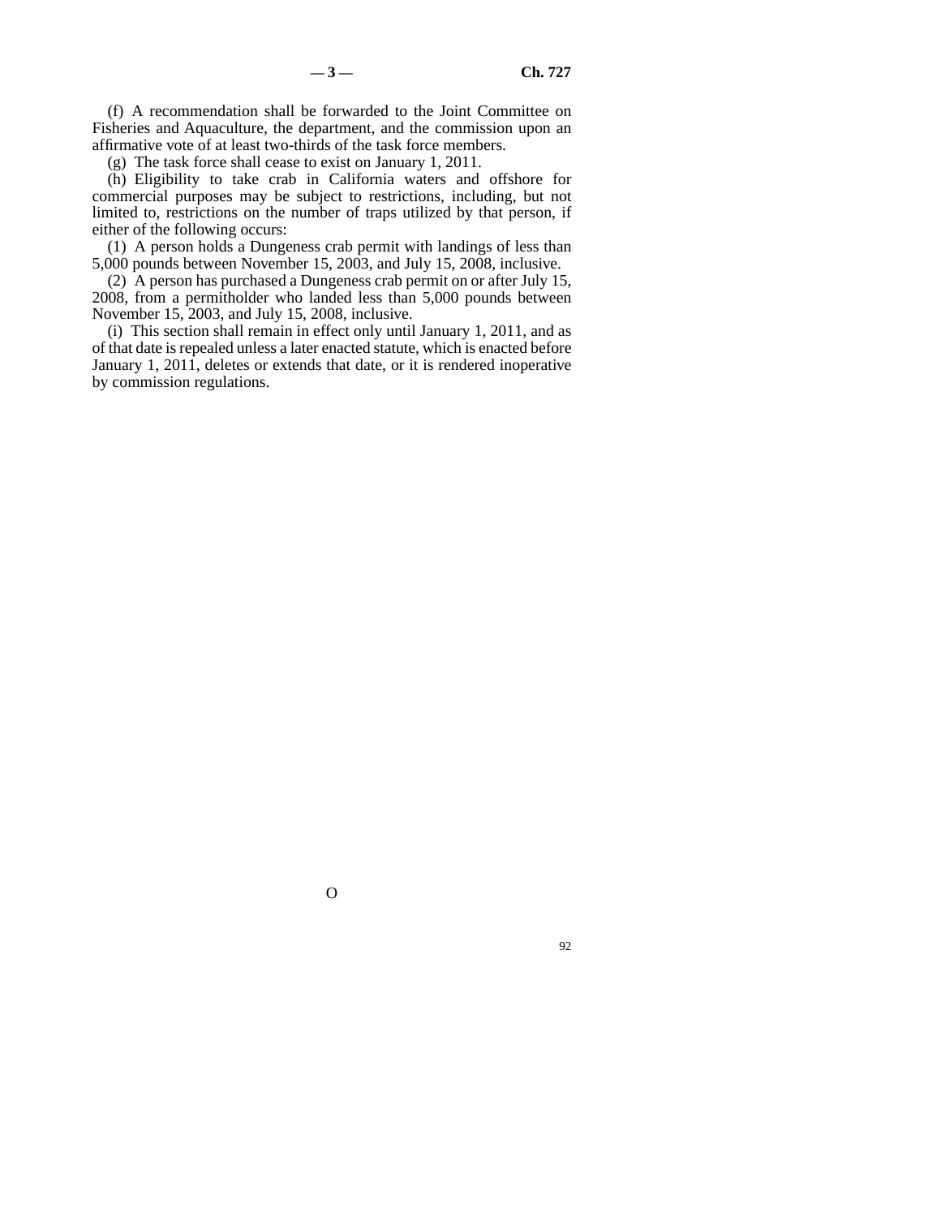(f) A recommendation shall be forwarded to the Joint Committee on Fisheries and Aquaculture, the department, and the commission upon an affirmative vote of at least two-thirds of the task force members.

(g) The task force shall cease to exist on January 1, 2011.

(h) Eligibility to take crab in California waters and offshore for commercial purposes may be subject to restrictions, including, but not limited to, restrictions on the number of traps utilized by that person, if either of the following occurs:

(1) A person holds a Dungeness crab permit with landings of less than 5,000 pounds between November 15, 2003, and July 15, 2008, inclusive.

(2) A person has purchased a Dungeness crab permit on or after July 15, 2008, from a permitholder who landed less than 5,000 pounds between November 15, 2003, and July 15, 2008, inclusive.

(i) This section shall remain in effect only until January 1, 2011, and as of that date is repealed unless a later enacted statute, which is enacted before January 1, 2011, deletes or extends that date, or it is rendered inoperative by commission regulations.

O